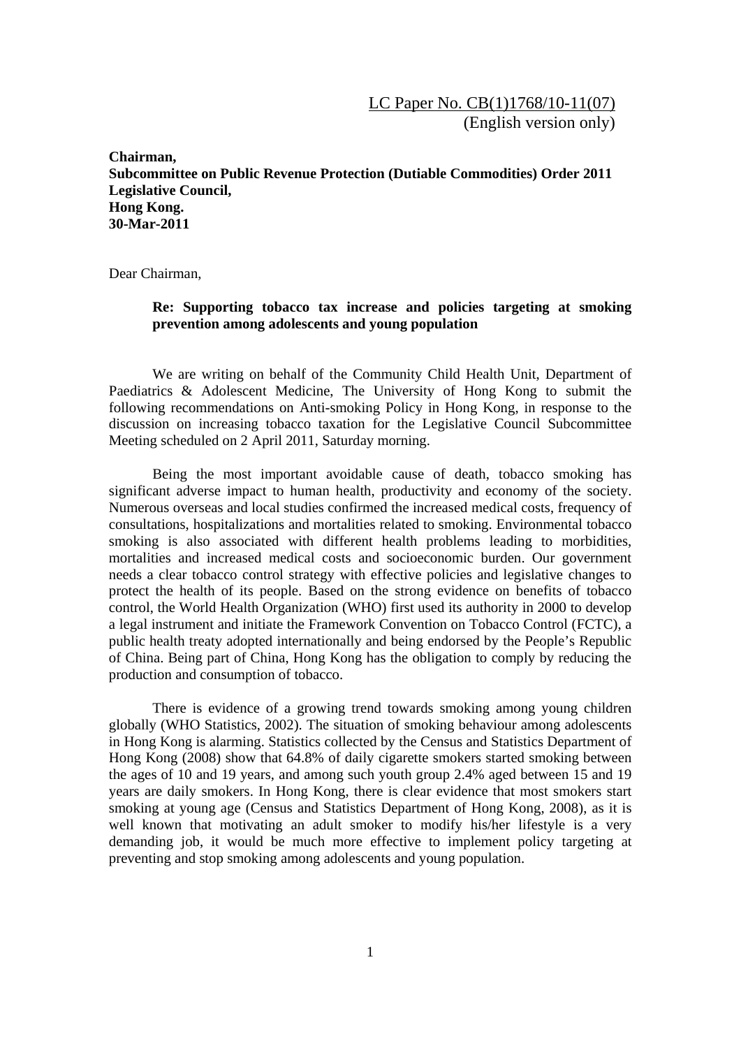LC Paper No. CB(1)1768/10-11(07)
(English version only)

**Chairman,**
**Subcommittee on Public Revenue Protection (Dutiable Commodities) Order 2011**
**Legislative Council,**
**Hong Kong.**
**30-Mar-2011**

Dear Chairman,

**Re: Supporting tobacco tax increase and policies targeting at smoking prevention among adolescents and young population**

We are writing on behalf of the Community Child Health Unit, Department of Paediatrics & Adolescent Medicine, The University of Hong Kong to submit the following recommendations on Anti-smoking Policy in Hong Kong, in response to the discussion on increasing tobacco taxation for the Legislative Council Subcommittee Meeting scheduled on 2 April 2011, Saturday morning.

Being the most important avoidable cause of death, tobacco smoking has significant adverse impact to human health, productivity and economy of the society. Numerous overseas and local studies confirmed the increased medical costs, frequency of consultations, hospitalizations and mortalities related to smoking. Environmental tobacco smoking is also associated with different health problems leading to morbidities, mortalities and increased medical costs and socioeconomic burden. Our government needs a clear tobacco control strategy with effective policies and legislative changes to protect the health of its people. Based on the strong evidence on benefits of tobacco control, the World Health Organization (WHO) first used its authority in 2000 to develop a legal instrument and initiate the Framework Convention on Tobacco Control (FCTC), a public health treaty adopted internationally and being endorsed by the People's Republic of China. Being part of China, Hong Kong has the obligation to comply by reducing the production and consumption of tobacco.

There is evidence of a growing trend towards smoking among young children globally (WHO Statistics, 2002). The situation of smoking behaviour among adolescents in Hong Kong is alarming. Statistics collected by the Census and Statistics Department of Hong Kong (2008) show that 64.8% of daily cigarette smokers started smoking between the ages of 10 and 19 years, and among such youth group 2.4% aged between 15 and 19 years are daily smokers. In Hong Kong, there is clear evidence that most smokers start smoking at young age (Census and Statistics Department of Hong Kong, 2008), as it is well known that motivating an adult smoker to modify his/her lifestyle is a very demanding job, it would be much more effective to implement policy targeting at preventing and stop smoking among adolescents and young population.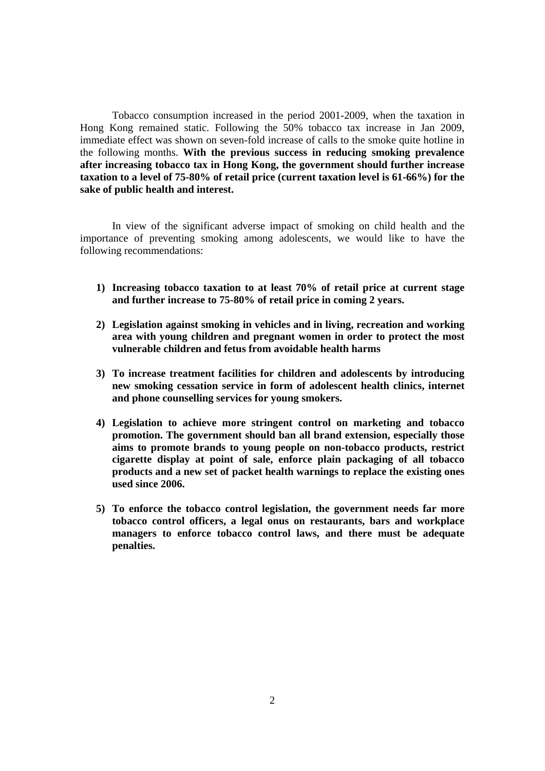Tobacco consumption increased in the period 2001-2009, when the taxation in Hong Kong remained static. Following the 50% tobacco tax increase in Jan 2009, immediate effect was shown on seven-fold increase of calls to the smoke quite hotline in the following months. **With the previous success in reducing smoking prevalence after increasing tobacco tax in Hong Kong, the government should further increase taxation to a level of 75-80% of retail price (current taxation level is 61-66%) for the sake of public health and interest.**

In view of the significant adverse impact of smoking on child health and the importance of preventing smoking among adolescents, we would like to have the following recommendations:

1) **Increasing tobacco taxation to at least 70% of retail price at current stage and further increase to 75-80% of retail price in coming 2 years.**

2) **Legislation against smoking in vehicles and in living, recreation and working area with young children and pregnant women in order to protect the most vulnerable children and fetus from avoidable health harms**

3) **To increase treatment facilities for children and adolescents by introducing new smoking cessation service in form of adolescent health clinics, internet and phone counselling services for young smokers.**

4) **Legislation to achieve more stringent control on marketing and tobacco promotion. The government should ban all brand extension, especially those aims to promote brands to young people on non-tobacco products, restrict cigarette display at point of sale, enforce plain packaging of all tobacco products and a new set of packet health warnings to replace the existing ones used since 2006.**

5) **To enforce the tobacco control legislation, the government needs far more tobacco control officers, a legal onus on restaurants, bars and workplace managers to enforce tobacco control laws, and there must be adequate penalties.**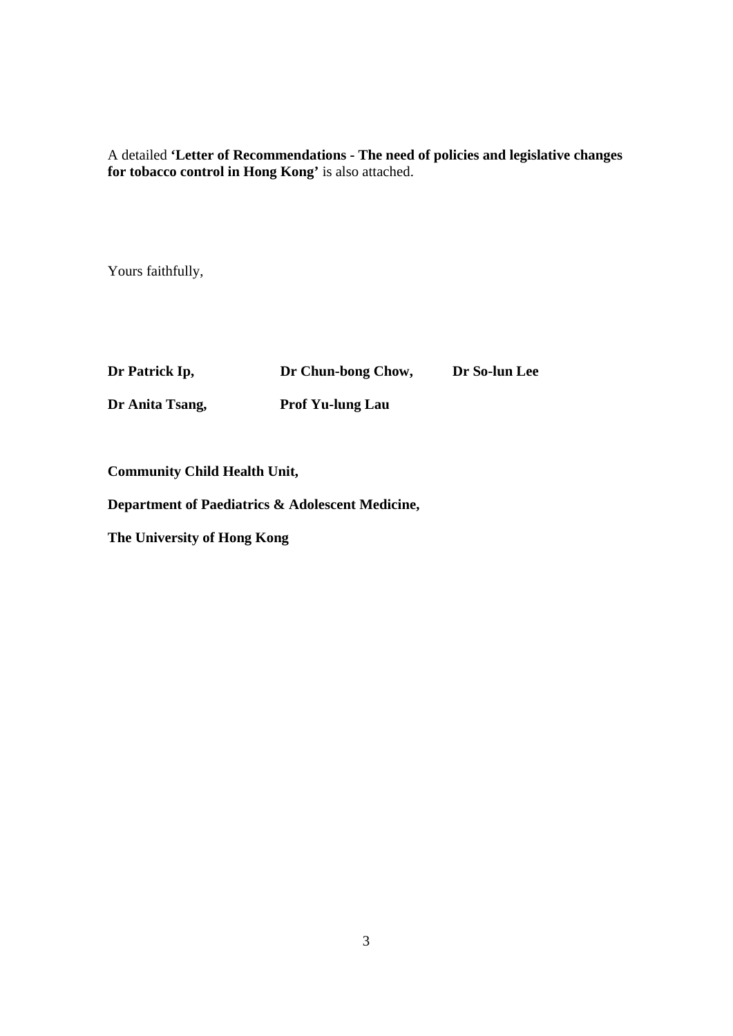A detailed **'Letter of Recommendations - The need of policies and legislative changes for tobacco control in Hong Kong'** is also attached.

Yours faithfully,

**Dr Patrick Ip,** **Dr Chun-bong Chow,** **Dr So-lun Lee**

**Dr Anita Tsang,** **Prof Yu-lung Lau**

**Community Child Health Unit,**

**Department of Paediatrics & Adolescent Medicine,**

**The University of Hong Kong**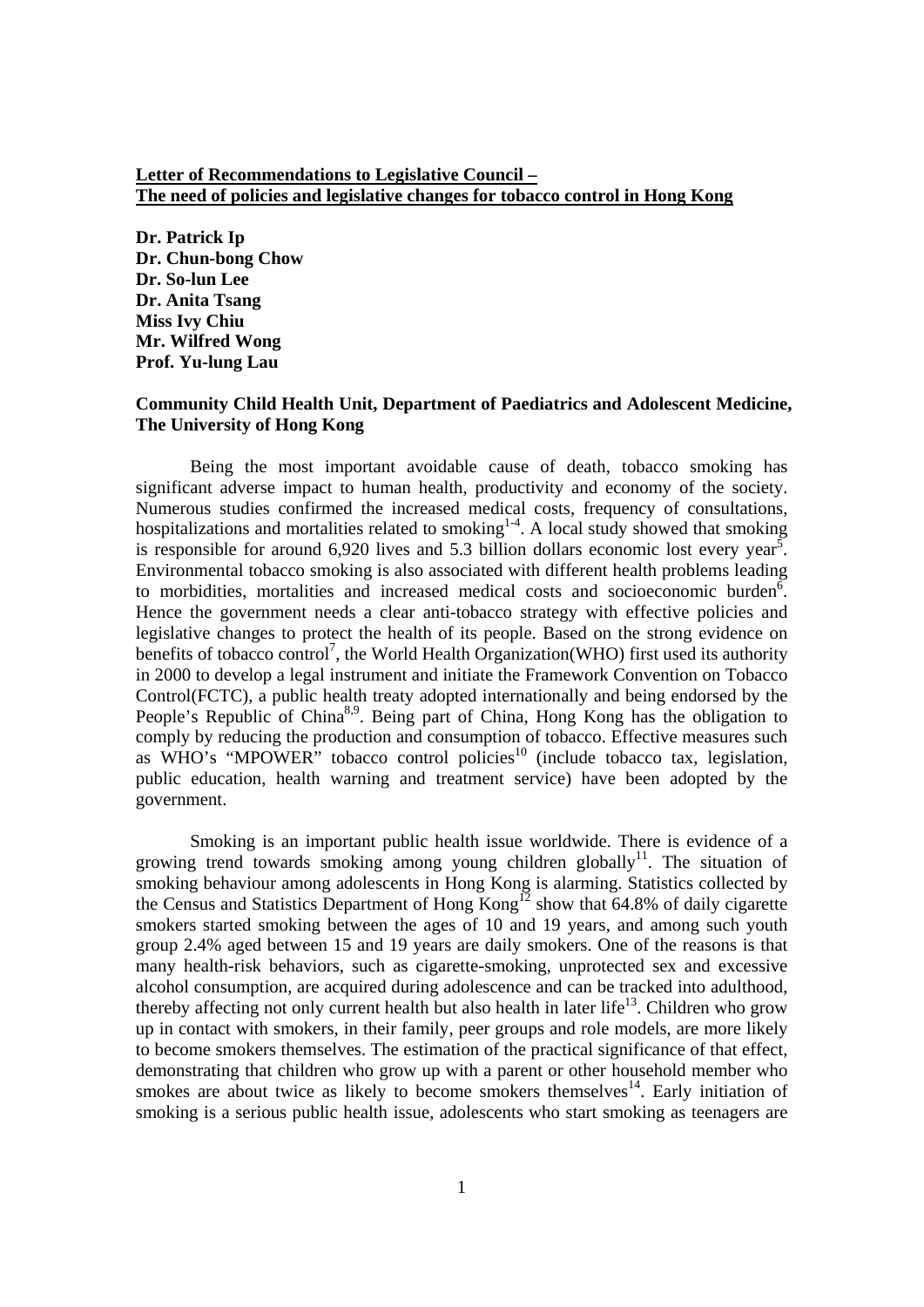**Letter of Recommendations to Legislative Council –**
**The need of policies and legislative changes for tobacco control in Hong Kong**

**Dr. Patrick Ip**
**Dr. Chun-bong Chow**
**Dr. So-lun Lee**
**Dr. Anita Tsang**
**Miss Ivy Chiu**
**Mr. Wilfred Wong**
**Prof. Yu-lung Lau**

**Community Child Health Unit, Department of Paediatrics and Adolescent Medicine, The University of Hong Kong**

Being the most important avoidable cause of death, tobacco smoking has significant adverse impact to human health, productivity and economy of the society. Numerous studies confirmed the increased medical costs, frequency of consultations, hospitalizations and mortalities related to smoking[1-4]. A local study showed that smoking is responsible for around 6,920 lives and 5.3 billion dollars economic lost every year[5]. Environmental tobacco smoking is also associated with different health problems leading to morbidities, mortalities and increased medical costs and socioeconomic burden[6]. Hence the government needs a clear anti-tobacco strategy with effective policies and legislative changes to protect the health of its people. Based on the strong evidence on benefits of tobacco control[7], the World Health Organization(WHO) first used its authority in 2000 to develop a legal instrument and initiate the Framework Convention on Tobacco Control(FCTC), a public health treaty adopted internationally and being endorsed by the People's Republic of China[8,9]. Being part of China, Hong Kong has the obligation to comply by reducing the production and consumption of tobacco. Effective measures such as WHO's "MPOWER" tobacco control policies[10] (include tobacco tax, legislation, public education, health warning and treatment service) have been adopted by the government.

Smoking is an important public health issue worldwide. There is evidence of a growing trend towards smoking among young children globally[11]. The situation of smoking behaviour among adolescents in Hong Kong is alarming. Statistics collected by the Census and Statistics Department of Hong Kong[12] show that 64.8% of daily cigarette smokers started smoking between the ages of 10 and 19 years, and among such youth group 2.4% aged between 15 and 19 years are daily smokers. One of the reasons is that many health-risk behaviors, such as cigarette-smoking, unprotected sex and excessive alcohol consumption, are acquired during adolescence and can be tracked into adulthood, thereby affecting not only current health but also health in later life[13]. Children who grow up in contact with smokers, in their family, peer groups and role models, are more likely to become smokers themselves. The estimation of the practical significance of that effect, demonstrating that children who grow up with a parent or other household member who smokes are about twice as likely to become smokers themselves[14]. Early initiation of smoking is a serious public health issue, adolescents who start smoking as teenagers are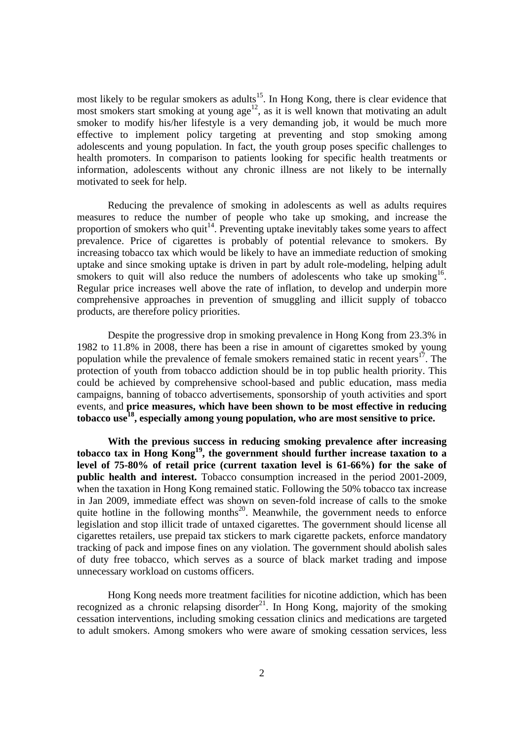most likely to be regular smokers as adults[15]. In Hong Kong, there is clear evidence that most smokers start smoking at young age[12], as it is well known that motivating an adult smoker to modify his/her lifestyle is a very demanding job, it would be much more effective to implement policy targeting at preventing and stop smoking among adolescents and young population. In fact, the youth group poses specific challenges to health promoters. In comparison to patients looking for specific health treatments or information, adolescents without any chronic illness are not likely to be internally motivated to seek for help.

Reducing the prevalence of smoking in adolescents as well as adults requires measures to reduce the number of people who take up smoking, and increase the proportion of smokers who quit[14]. Preventing uptake inevitably takes some years to affect prevalence. Price of cigarettes is probably of potential relevance to smokers. By increasing tobacco tax which would be likely to have an immediate reduction of smoking uptake and since smoking uptake is driven in part by adult role-modeling, helping adult smokers to quit will also reduce the numbers of adolescents who take up smoking[16]. Regular price increases well above the rate of inflation, to develop and underpin more comprehensive approaches in prevention of smuggling and illicit supply of tobacco products, are therefore policy priorities.

Despite the progressive drop in smoking prevalence in Hong Kong from 23.3% in 1982 to 11.8% in 2008, there has been a rise in amount of cigarettes smoked by young population while the prevalence of female smokers remained static in recent years[17]. The protection of youth from tobacco addiction should be in top public health priority. This could be achieved by comprehensive school-based and public education, mass media campaigns, banning of tobacco advertisements, sponsorship of youth activities and sport events, and **price measures, which have been shown to be most effective in reducing tobacco use[18], especially among young population, who are most sensitive to price.**

**With the previous success in reducing smoking prevalence after increasing tobacco tax in Hong Kong[19], the government should further increase taxation to a level of 75-80% of retail price (current taxation level is 61-66%) for the sake of public health and interest.** Tobacco consumption increased in the period 2001-2009, when the taxation in Hong Kong remained static. Following the 50% tobacco tax increase in Jan 2009, immediate effect was shown on seven-fold increase of calls to the smoke quite hotline in the following months[20]. Meanwhile, the government needs to enforce legislation and stop illicit trade of untaxed cigarettes. The government should license all cigarettes retailers, use prepaid tax stickers to mark cigarette packets, enforce mandatory tracking of pack and impose fines on any violation. The government should abolish sales of duty free tobacco, which serves as a source of black market trading and impose unnecessary workload on customs officers.

Hong Kong needs more treatment facilities for nicotine addiction, which has been recognized as a chronic relapsing disorder[21]. In Hong Kong, majority of the smoking cessation interventions, including smoking cessation clinics and medications are targeted to adult smokers. Among smokers who were aware of smoking cessation services, less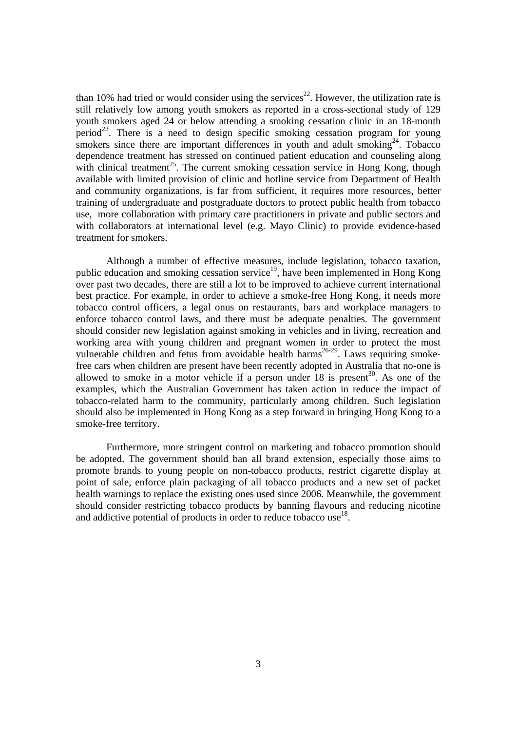than 10% had tried or would consider using the services[22]. However, the utilization rate is still relatively low among youth smokers as reported in a cross-sectional study of 129 youth smokers aged 24 or below attending a smoking cessation clinic in an 18-month period[23]. There is a need to design specific smoking cessation program for young smokers since there are important differences in youth and adult smoking[24]. Tobacco dependence treatment has stressed on continued patient education and counseling along with clinical treatment[25]. The current smoking cessation service in Hong Kong, though available with limited provision of clinic and hotline service from Department of Health and community organizations, is far from sufficient, it requires more resources, better training of undergraduate and postgraduate doctors to protect public health from tobacco use, more collaboration with primary care practitioners in private and public sectors and with collaborators at international level (e.g. Mayo Clinic) to provide evidence-based treatment for smokers.

Although a number of effective measures, include legislation, tobacco taxation, public education and smoking cessation service[19], have been implemented in Hong Kong over past two decades, there are still a lot to be improved to achieve current international best practice. For example, in order to achieve a smoke-free Hong Kong, it needs more tobacco control officers, a legal onus on restaurants, bars and workplace managers to enforce tobacco control laws, and there must be adequate penalties. The government should consider new legislation against smoking in vehicles and in living, recreation and working area with young children and pregnant women in order to protect the most vulnerable children and fetus from avoidable health harms[26-29]. Laws requiring smoke-free cars when children are present have been recently adopted in Australia that no-one is allowed to smoke in a motor vehicle if a person under 18 is present[30]. As one of the examples, which the Australian Government has taken action in reduce the impact of tobacco-related harm to the community, particularly among children. Such legislation should also be implemented in Hong Kong as a step forward in bringing Hong Kong to a smoke-free territory.

Furthermore, more stringent control on marketing and tobacco promotion should be adopted. The government should ban all brand extension, especially those aims to promote brands to young people on non-tobacco products, restrict cigarette display at point of sale, enforce plain packaging of all tobacco products and a new set of packet health warnings to replace the existing ones used since 2006. Meanwhile, the government should consider restricting tobacco products by banning flavours and reducing nicotine and addictive potential of products in order to reduce tobacco use[18].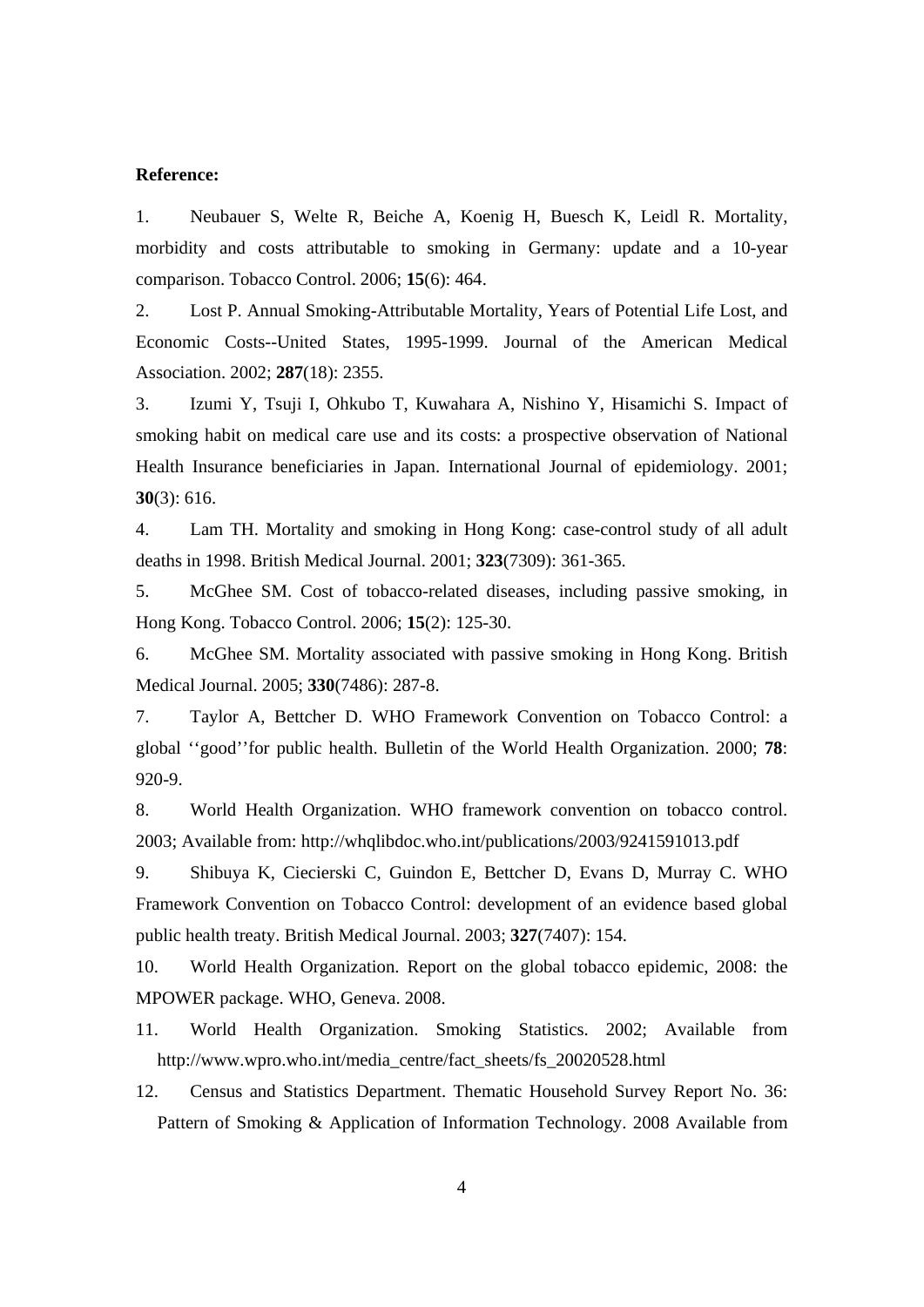**Reference:**

1. Neubauer S, Welte R, Beiche A, Koenig H, Buesch K, Leidl R. Mortality, morbidity and costs attributable to smoking in Germany: update and a 10-year comparison. Tobacco Control. 2006; **15**(6): 464.

2. Lost P. Annual Smoking-Attributable Mortality, Years of Potential Life Lost, and Economic Costs--United States, 1995-1999. Journal of the American Medical Association. 2002; **287**(18): 2355.

3. Izumi Y, Tsuji I, Ohkubo T, Kuwahara A, Nishino Y, Hisamichi S. Impact of smoking habit on medical care use and its costs: a prospective observation of National Health Insurance beneficiaries in Japan. International Journal of epidemiology. 2001; **30**(3): 616.

4. Lam TH. Mortality and smoking in Hong Kong: case-control study of all adult deaths in 1998. British Medical Journal. 2001; **323**(7309): 361-365.

5. McGhee SM. Cost of tobacco-related diseases, including passive smoking, in Hong Kong. Tobacco Control. 2006; **15**(2): 125-30.

6. McGhee SM. Mortality associated with passive smoking in Hong Kong. British Medical Journal. 2005; **330**(7486): 287-8.

7. Taylor A, Bettcher D. WHO Framework Convention on Tobacco Control: a global ''good''for public health. Bulletin of the World Health Organization. 2000; **78**: 920-9.

8. World Health Organization. WHO framework convention on tobacco control. 2003; Available from: http://whqlibdoc.who.int/publications/2003/9241591013.pdf

9. Shibuya K, Ciecierski C, Guindon E, Bettcher D, Evans D, Murray C. WHO Framework Convention on Tobacco Control: development of an evidence based global public health treaty. British Medical Journal. 2003; **327**(7407): 154.

10. World Health Organization. Report on the global tobacco epidemic, 2008: the MPOWER package. WHO, Geneva. 2008.

11. World Health Organization. Smoking Statistics. 2002; Available from http://www.wpro.who.int/media_centre/fact_sheets/fs_20020528.html

12. Census and Statistics Department. Thematic Household Survey Report No. 36: Pattern of Smoking & Application of Information Technology. 2008 Available from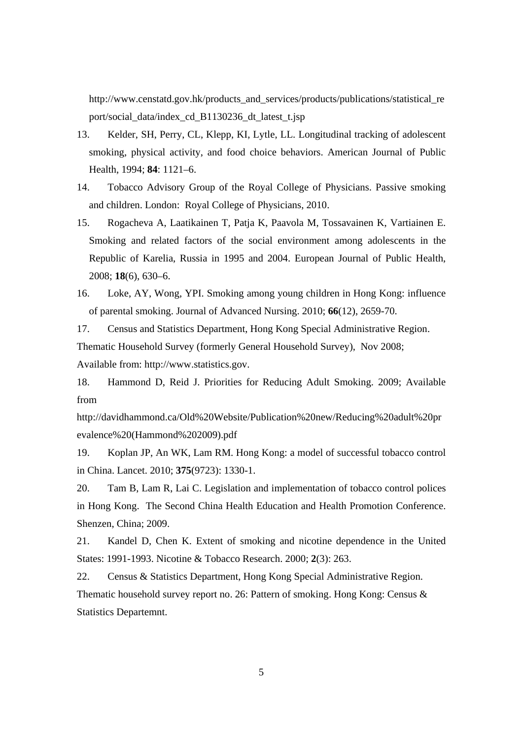http://www.censtatd.gov.hk/products_and_services/products/publications/statistical_report/social_data/index_cd_B1130236_dt_latest_t.jsp

13. Kelder, SH, Perry, CL, Klepp, KI, Lytle, LL. Longitudinal tracking of adolescent smoking, physical activity, and food choice behaviors. American Journal of Public Health, 1994; **84**: 1121–6.

14. Tobacco Advisory Group of the Royal College of Physicians. Passive smoking and children. London: Royal College of Physicians, 2010.

15. Rogacheva A, Laatikainen T, Patja K, Paavola M, Tossavainen K, Vartiainen E. Smoking and related factors of the social environment among adolescents in the Republic of Karelia, Russia in 1995 and 2004. European Journal of Public Health, 2008; **18**(6), 630–6.

16. Loke, AY, Wong, YPI. Smoking among young children in Hong Kong: influence of parental smoking. Journal of Advanced Nursing. 2010; **66**(12), 2659-70.

17. Census and Statistics Department, Hong Kong Special Administrative Region. Thematic Household Survey (formerly General Household Survey), Nov 2008; Available from: http://www.statistics.gov.

18. Hammond D, Reid J. Priorities for Reducing Adult Smoking. 2009; Available from http://davidhammond.ca/Old%20Website/Publication%20new/Reducing%20adult%20prevalence%20(Hammond%202009).pdf

19. Koplan JP, An WK, Lam RM. Hong Kong: a model of successful tobacco control in China. Lancet. 2010; **375**(9723): 1330-1.

20. Tam B, Lam R, Lai C. Legislation and implementation of tobacco control polices in Hong Kong. The Second China Health Education and Health Promotion Conference. Shenzen, China; 2009.

21. Kandel D, Chen K. Extent of smoking and nicotine dependence in the United States: 1991-1993. Nicotine & Tobacco Research. 2000; **2**(3): 263.

22. Census & Statistics Department, Hong Kong Special Administrative Region. Thematic household survey report no. 26: Pattern of smoking. Hong Kong: Census & Statistics Departemnt.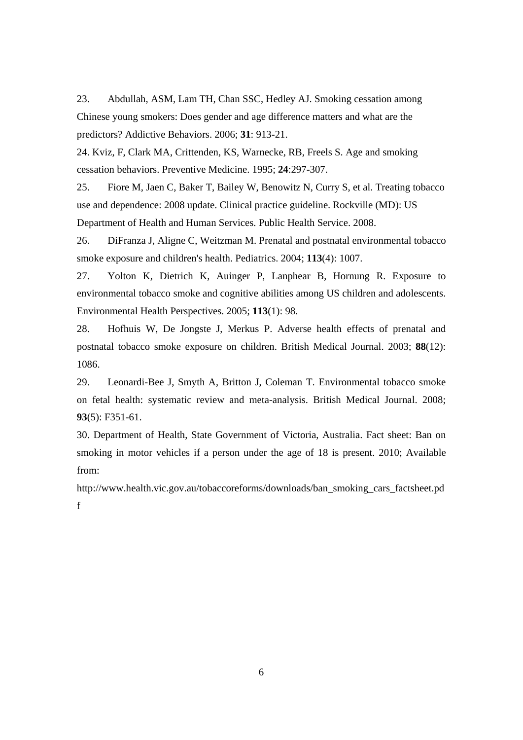23. Abdullah, ASM, Lam TH, Chan SSC, Hedley AJ. Smoking cessation among Chinese young smokers: Does gender and age difference matters and what are the predictors? Addictive Behaviors. 2006; **31**: 913-21.

24. Kviz, F, Clark MA, Crittenden, KS, Warnecke, RB, Freels S. Age and smoking cessation behaviors. Preventive Medicine. 1995; **24**:297-307.

25. Fiore M, Jaen C, Baker T, Bailey W, Benowitz N, Curry S, et al. Treating tobacco use and dependence: 2008 update. Clinical practice guideline. Rockville (MD): US Department of Health and Human Services. Public Health Service. 2008.

26. DiFranza J, Aligne C, Weitzman M. Prenatal and postnatal environmental tobacco smoke exposure and children's health. Pediatrics. 2004; **113**(4): 1007.

27. Yolton K, Dietrich K, Auinger P, Lanphear B, Hornung R. Exposure to environmental tobacco smoke and cognitive abilities among US children and adolescents. Environmental Health Perspectives. 2005; **113**(1): 98.

28. Hofhuis W, De Jongste J, Merkus P. Adverse health effects of prenatal and postnatal tobacco smoke exposure on children. British Medical Journal. 2003; **88**(12): 1086.

29. Leonardi-Bee J, Smyth A, Britton J, Coleman T. Environmental tobacco smoke on fetal health: systematic review and meta-analysis. British Medical Journal. 2008; **93**(5): F351-61.

30. Department of Health, State Government of Victoria, Australia. Fact sheet: Ban on smoking in motor vehicles if a person under the age of 18 is present. 2010; Available from: http://www.health.vic.gov.au/tobaccoreforms/downloads/ban_smoking_cars_factsheet.pdf